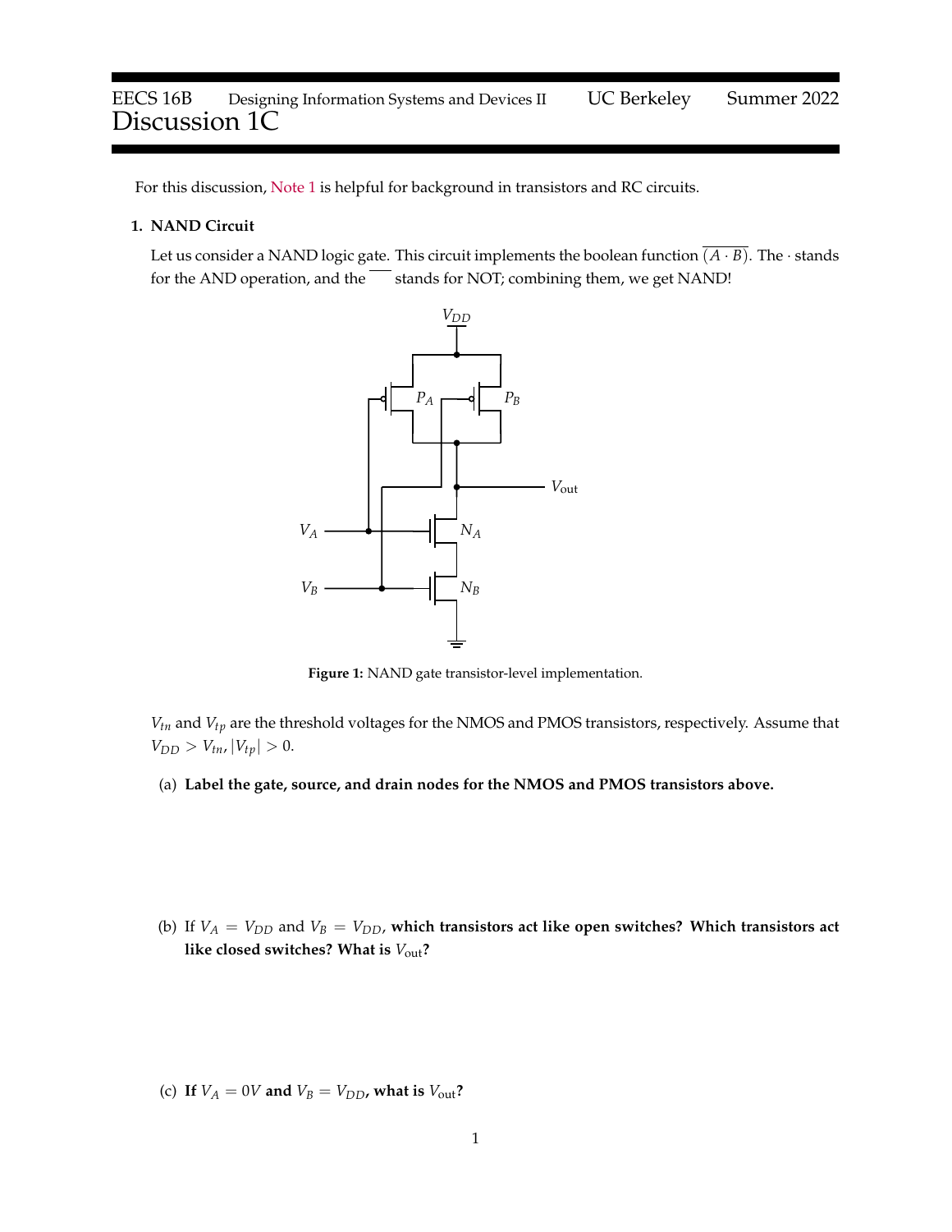# EECS 16B Designing Information Systems and Devices II UC Berkeley Summer 2022
# Discussion 1C

For this discussion, Note 1 is helpful for background in transistors and RC circuits.

**1. NAND Circuit**

Let us consider a NAND logic gate. This circuit implements the boolean function $\overline{(A \cdot B)}$. The $\cdot$ stands for the AND operation, and the $\overline{\phantom{x}}$ stands for NOT; combining them, we get NAND!

**Figure 1:** NAND gate transistor-level implementation.

$V_{tn}$ and $V_{tp}$ are the threshold voltages for the NMOS and PMOS transistors, respectively. Assume that $V_{DD} > V_{tn}, |V_{tp}| > 0$.

(a) **Label the gate, source, and drain nodes for the NMOS and PMOS transistors above.**

(b) If $V_A = V_{DD}$ and $V_B = V_{DD}$, **which transistors act like open switches? Which transistors act like closed switches? What is $V_{\text{out}}$?**

(c) **If $V_A = 0V$ and $V_B = V_{DD}$, what is $V_{\text{out}}$?**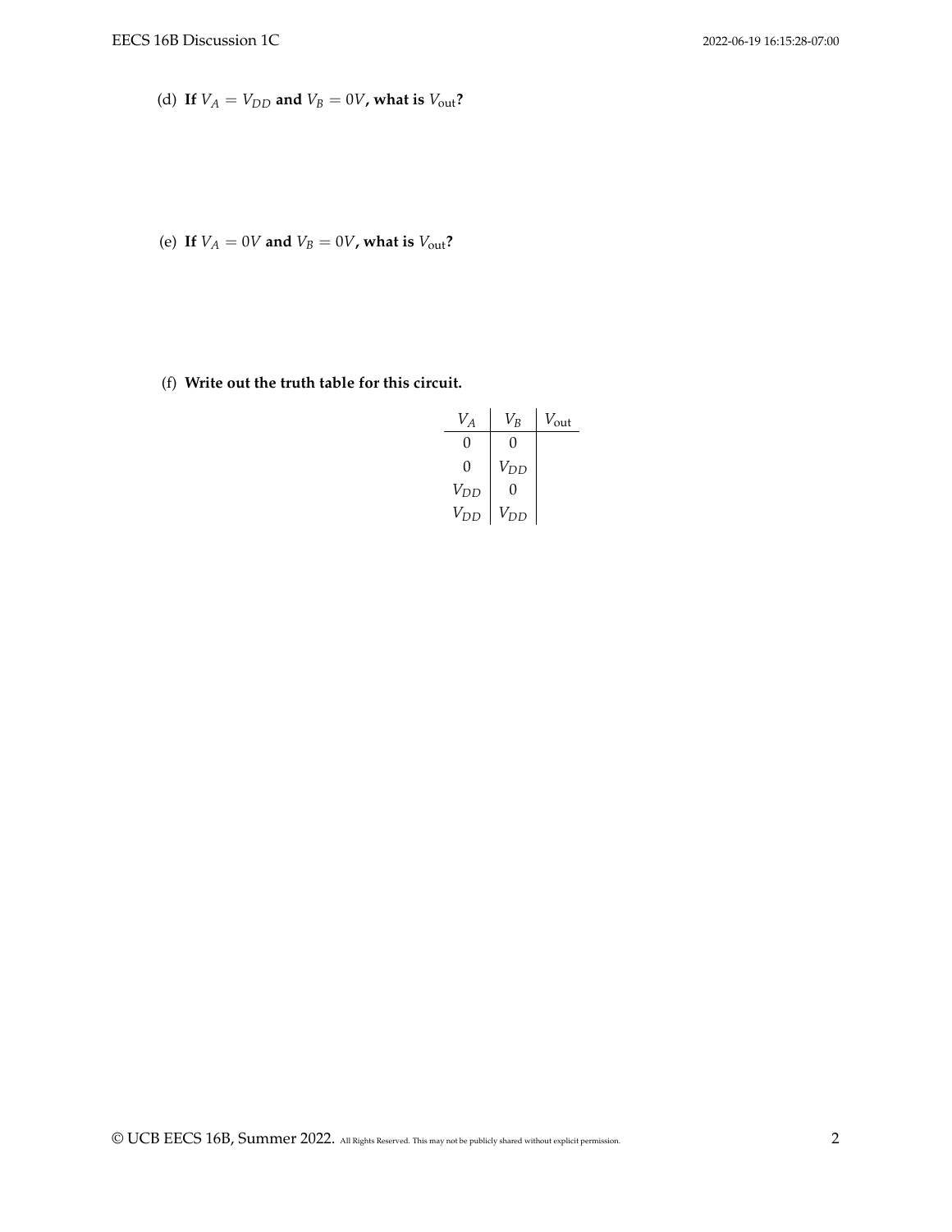(d) **If $V_A = V_{DD}$ and $V_B = 0V$, what is $V_{\text{out}}$?**

(e) **If $V_A = 0V$ and $V_B = 0V$, what is $V_{\text{out}}$?**

(f) **Write out the truth table for this circuit.**

| $V_A$ | $V_B$ | $V_{\text{out}}$ |
|---|---|---|
| 0 | 0 | |
| 0 | $V_{DD}$ | |
| $V_{DD}$ | 0 | |
| $V_{DD}$ | $V_{DD}$ | |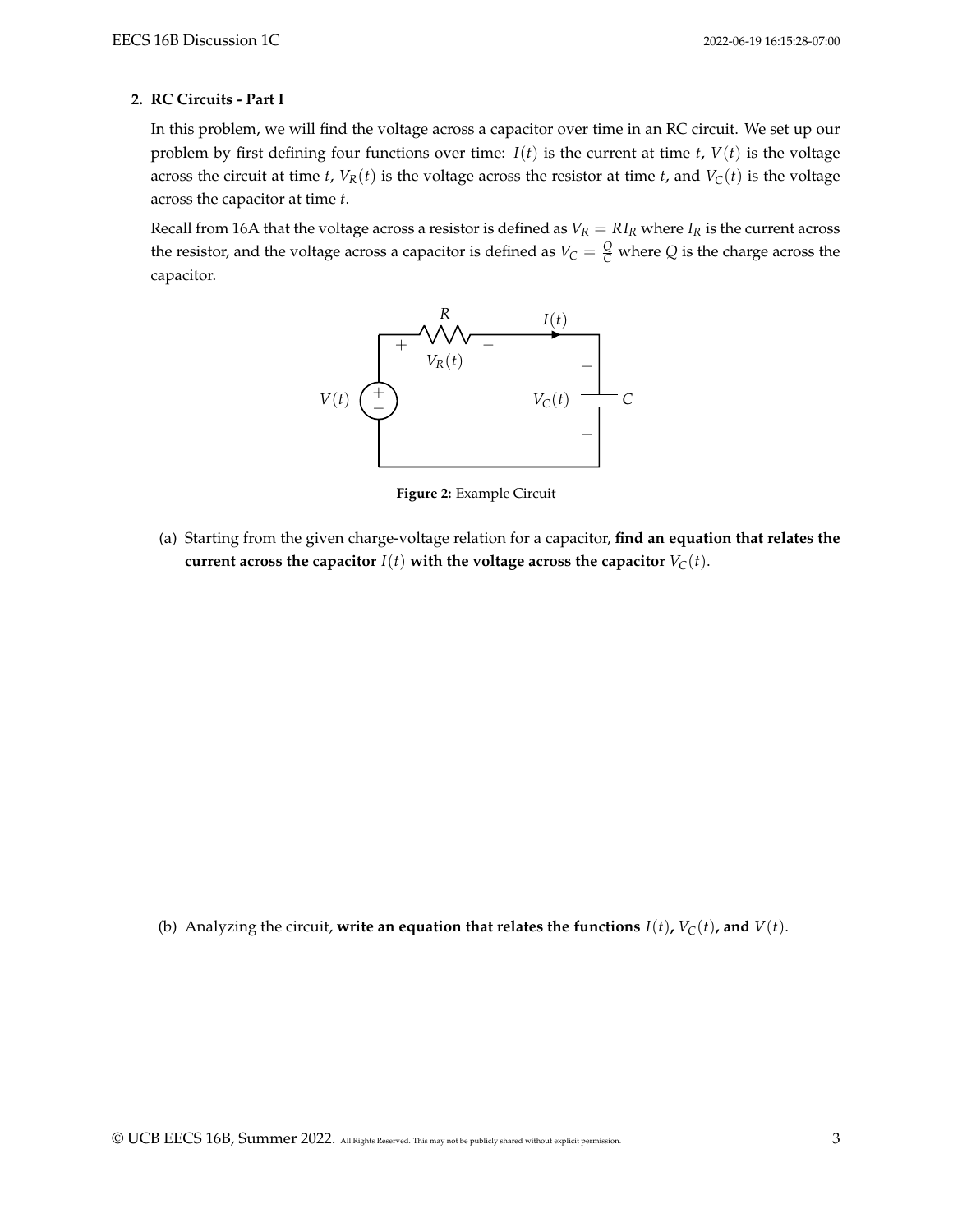## 2. RC Circuits - Part I

In this problem, we will find the voltage across a capacitor over time in an RC circuit. We set up our problem by first defining four functions over time: $I(t)$ is the current at time $t$, $V(t)$ is the voltage across the circuit at time $t$, $V_R(t)$ is the voltage across the resistor at time $t$, and $V_C(t)$ is the voltage across the capacitor at time $t$.

Recall from 16A that the voltage across a resistor is defined as $V_R = RI_R$ where $I_R$ is the current across the resistor, and the voltage across a capacitor is defined as $V_C = \frac{Q}{C}$ where $Q$ is the charge across the capacitor.

**Figure 2:** Example Circuit

(a) Starting from the given charge-voltage relation for a capacitor, **find an equation that relates the current across the capacitor $I(t)$ with the voltage across the capacitor $V_C(t)$.**

(b) Analyzing the circuit, **write an equation that relates the functions $I(t)$, $V_C(t)$, and $V(t)$.**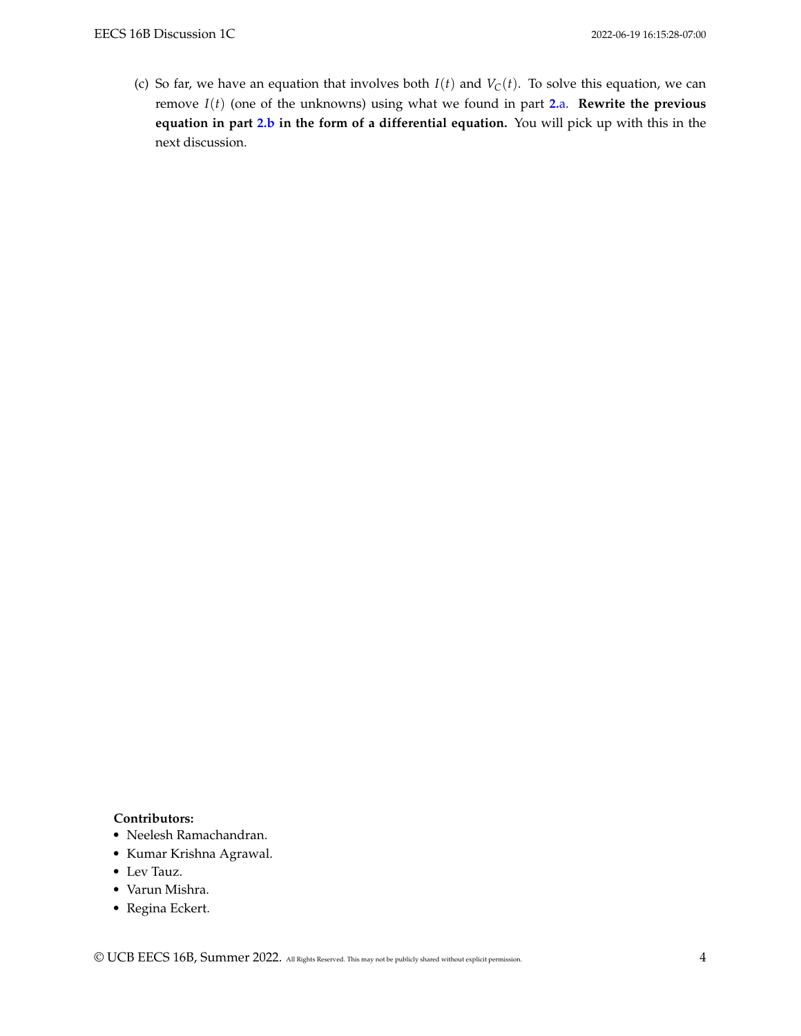(c) So far, we have an equation that involves both $I(t)$ and $V_C(t)$. To solve this equation, we can remove $I(t)$ (one of the unknowns) using what we found in part 2.a. **Rewrite the previous equation in part 2.b in the form of a differential equation.** You will pick up with this in the next discussion.

**Contributors:**

- Neelesh Ramachandran.
- Kumar Krishna Agrawal.
- Lev Tauz.
- Varun Mishra.
- Regina Eckert.